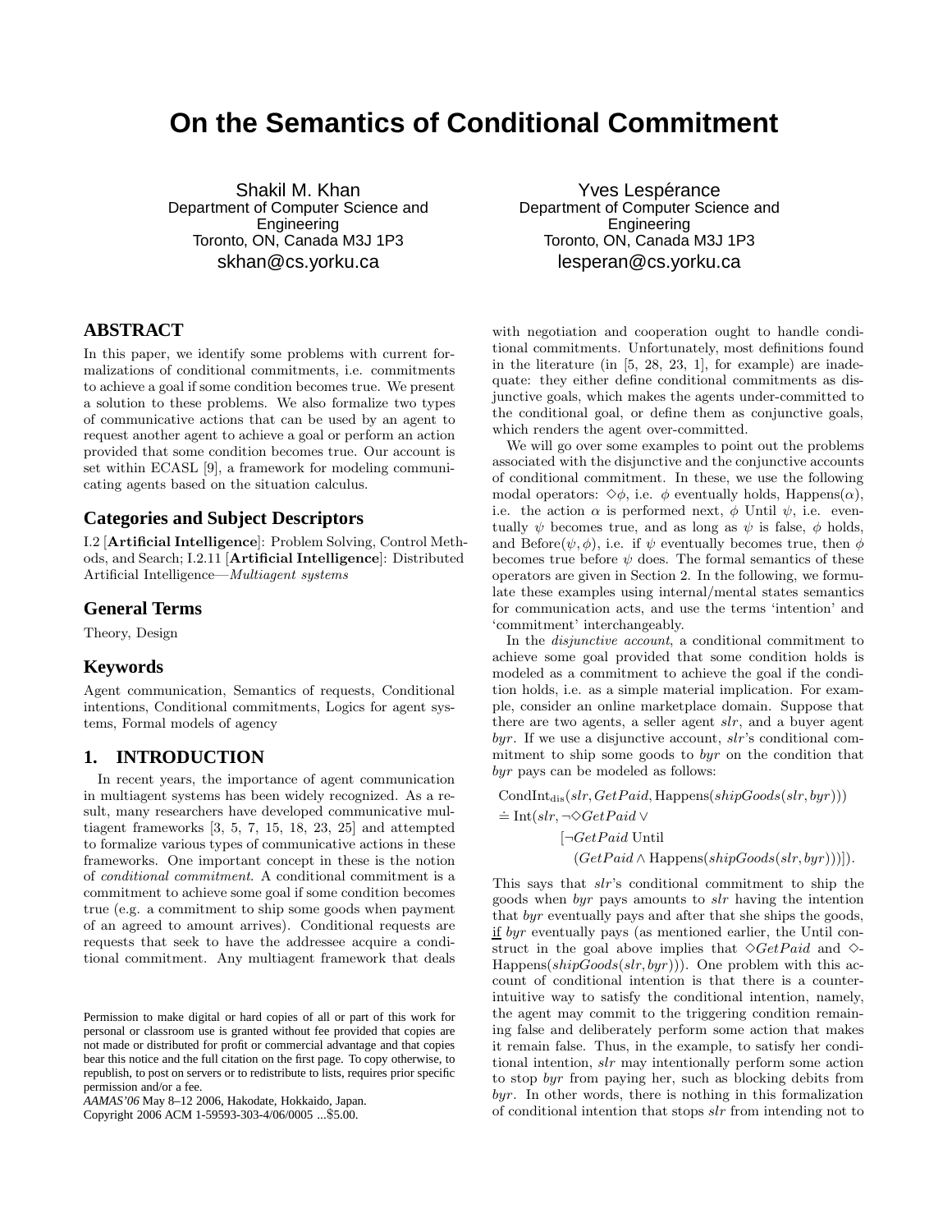# On the Semantics of Conditional Commitment

Shakil M. Khan
Department of Computer Science and Engineering
Toronto, ON, Canada M3J 1P3
skhan@cs.yorku.ca

Yves Lespérance
Department of Computer Science and Engineering
Toronto, ON, Canada M3J 1P3
lesperan@cs.yorku.ca

## ABSTRACT

In this paper, we identify some problems with current formalizations of conditional commitments, i.e. commitments to achieve a goal if some condition becomes true. We present a solution to these problems. We also formalize two types of communicative actions that can be used by an agent to request another agent to achieve a goal or perform an action provided that some condition becomes true. Our account is set within ECASL [9], a framework for modeling communicating agents based on the situation calculus.

### Categories and Subject Descriptors

I.2 [**Artificial Intelligence**]: Problem Solving, Control Methods, and Search; I.2.11 [**Artificial Intelligence**]: Distributed Artificial Intelligence—*Multiagent systems*

### General Terms

Theory, Design

### Keywords

Agent communication, Semantics of requests, Conditional intentions, Conditional commitments, Logics for agent systems, Formal models of agency

## 1. INTRODUCTION

In recent years, the importance of agent communication in multiagent systems has been widely recognized. As a result, many researchers have developed communicative multiagent frameworks [3, 5, 7, 15, 18, 23, 25] and attempted to formalize various types of communicative actions in these frameworks. One important concept in these is the notion of *conditional commitment*. A conditional commitment is a commitment to achieve some goal if some condition becomes true (e.g. a commitment to ship some goods when payment of an agreed to amount arrives). Conditional requests are requests that seek to have the addressee acquire a conditional commitment. Any multiagent framework that deals with negotiation and cooperation ought to handle conditional commitments. Unfortunately, most definitions found in the literature (in [5, 28, 23, 1], for example) are inadequate: they either define conditional commitments as disjunctive goals, which makes the agents under-committed to the conditional goal, or define them as conjunctive goals, which renders the agent over-committed.

We will go over some examples to point out the problems associated with the disjunctive and the conjunctive accounts of conditional commitment. In these, we use the following modal operators: $\diamond\phi$, i.e. $\phi$ eventually holds, Happens($\alpha$), i.e. the action $\alpha$ is performed next, $\phi$ Until $\psi$, i.e. eventually $\psi$ becomes true, and as long as $\psi$ is false, $\phi$ holds, and Before($\psi, \phi$), i.e. if $\psi$ eventually becomes true, then $\phi$ becomes true before $\psi$ does. The formal semantics of these operators are given in Section 2. In the following, we formulate these examples using internal/mental states semantics for communication acts, and use the terms 'intention' and 'commitment' interchangeably.

In the *disjunctive account*, a conditional commitment to achieve some goal provided that some condition holds is modeled as a commitment to achieve the goal if the condition holds, i.e. as a simple material implication. For example, consider an online marketplace domain. Suppose that there are two agents, a seller agent *slr*, and a buyer agent *byr*. If we use a disjunctive account, *slr*'s conditional commitment to ship some goods to *byr* on the condition that *byr* pays can be modeled as follows:

$$
\begin{aligned}
&\text{CondInt}_{\text{dis}}(slr, GetPaid, \text{Happens}(shipGoods(slr, byr)))\\
&\doteq \text{Int}(slr, \neg\diamond GetPaid \vee\\
&\qquad [\neg GetPaid \text{ Until}\\
&\qquad\quad (GetPaid \wedge \text{Happens}(shipGoods(slr, byr)))]).
\end{aligned}
$$

This says that *slr*'s conditional commitment to ship the goods when *byr* pays amounts to *slr* having the intention that *byr* eventually pays and after that she ships the goods, <u>if</u> *byr* eventually pays (as mentioned earlier, the Until construct in the goal above implies that $\diamond GetPaid$ and $\diamond$Happens($shipGoods(slr, byr)$)). One problem with this account of conditional intention is that there is a counterintuitive way to satisfy the conditional intention, namely, the agent may commit to the triggering condition remaining false and deliberately perform some action that makes it remain false. Thus, in the example, to satisfy her conditional intention, *slr* may intentionally perform some action to stop *byr* from paying her, such as blocking debits from *byr*. In other words, there is nothing in this formalization of conditional intention that stops *slr* from intending not to

Permission to make digital or hard copies of all or part of this work for personal or classroom use is granted without fee provided that copies are not made or distributed for profit or commercial advantage and that copies bear this notice and the full citation on the first page. To copy otherwise, to republish, to post on servers or to redistribute to lists, requires prior specific permission and/or a fee.
*AAMAS'06* May 8–12 2006, Hakodate, Hokkaido, Japan.
Copyright 2006 ACM 1-59593-303-4/06/0005 ...$5.00.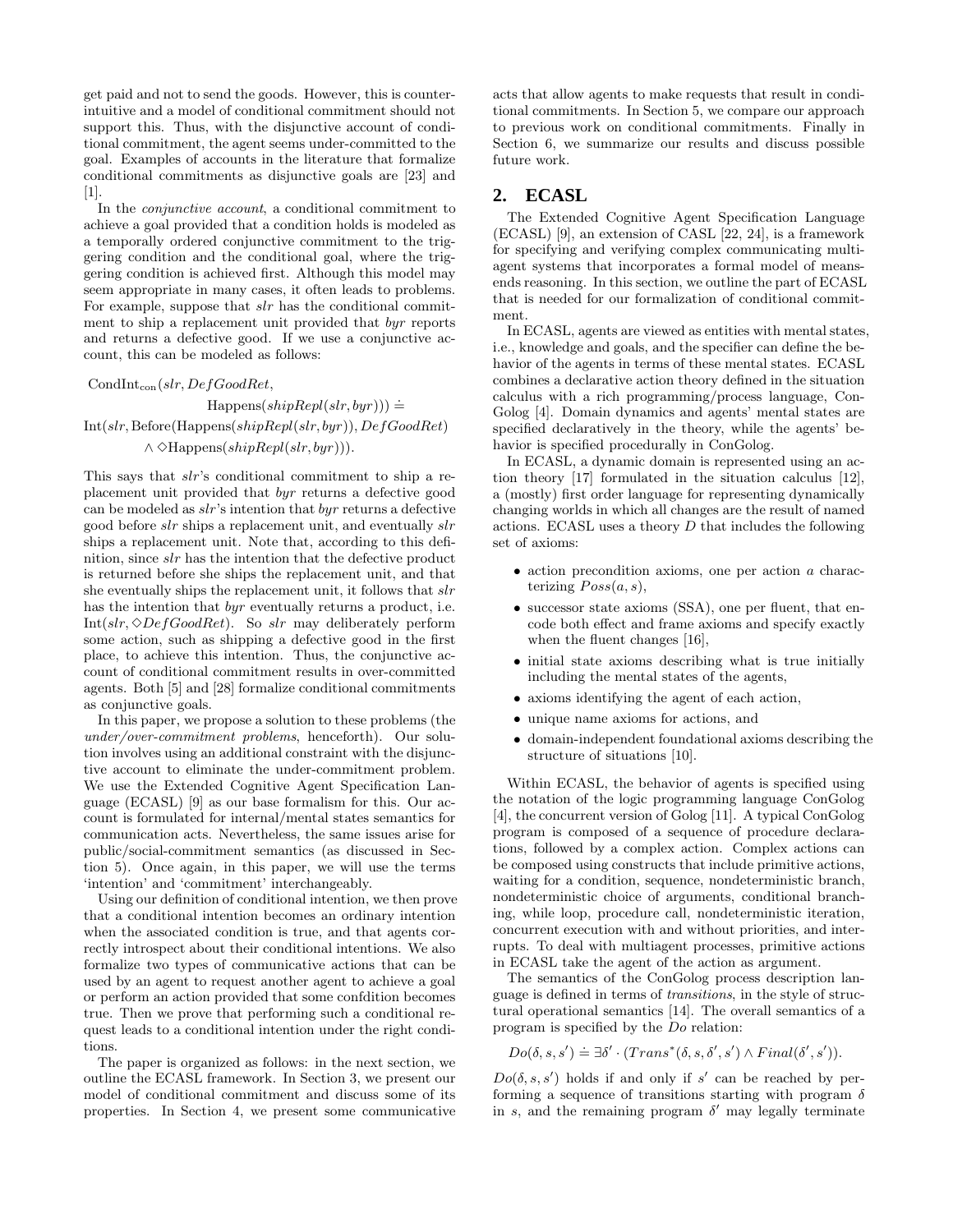get paid and not to send the goods. However, this is counter-intuitive and a model of conditional commitment should not support this. Thus, with the disjunctive account of conditional commitment, the agent seems under-committed to the goal. Examples of accounts in the literature that formalize conditional commitments as disjunctive goals are [23] and [1].

In the *conjunctive account*, a conditional commitment to achieve a goal provided that a condition holds is modeled as a temporally ordered conjunctive commitment to the triggering condition and the conditional goal, where the triggering condition is achieved first. Although this model may seem appropriate in many cases, it often leads to problems. For example, suppose that *slr* has the conditional commitment to ship a replacement unit provided that *byr* reports and returns a defective good. If we use a conjunctive account, this can be modeled as follows:

$$\begin{aligned}
&\mathrm{CondInt}_{\mathrm{con}}(slr, DefGoodRet,\\
&\qquad\qquad \mathrm{Happens}(shipRepl(slr, byr))) \doteq\\
&\mathrm{Int}(slr, \mathrm{Before}(\mathrm{Happens}(shipRepl(slr, byr)), DefGoodRet)\\
&\qquad \wedge \Diamond \mathrm{Happens}(shipRepl(slr, byr))).
\end{aligned}$$

This says that *slr*'s conditional commitment to ship a replacement unit provided that *byr* returns a defective good can be modeled as *slr*'s intention that *byr* returns a defective good before *slr* ships a replacement unit, and eventually *slr* ships a replacement unit. Note that, according to this definition, since *slr* has the intention that the defective product is returned before she ships the replacement unit, and that she eventually ships the replacement unit, it follows that *slr* has the intention that *byr* eventually returns a product, i.e. $\mathrm{Int}(slr, \Diamond DefGoodRet)$. So *slr* may deliberately perform some action, such as shipping a defective good in the first place, to achieve this intention. Thus, the conjunctive account of conditional commitment results in over-committed agents. Both [5] and [28] formalize conditional commitments as conjunctive goals.

In this paper, we propose a solution to these problems (the *under/over-commitment problems*, henceforth). Our solution involves using an additional constraint with the disjunctive account to eliminate the under-commitment problem. We use the Extended Cognitive Agent Specification Language (ECASL) [9] as our base formalism for this. Our account is formulated for internal/mental states semantics for communication acts. Nevertheless, the same issues arise for public/social-commitment semantics (as discussed in Section 5). Once again, in this paper, we will use the terms 'intention' and 'commitment' interchangeably.

Using our definition of conditional intention, we then prove that a conditional intention becomes an ordinary intention when the associated condition is true, and that agents correctly introspect about their conditional intentions. We also formalize two types of communicative actions that can be used by an agent to request another agent to achieve a goal or perform an action provided that some confdition becomes true. Then we prove that performing such a conditional request leads to a conditional intention under the right conditions.

The paper is organized as follows: in the next section, we outline the ECASL framework. In Section 3, we present our model of conditional commitment and discuss some of its properties. In Section 4, we present some communicative acts that allow agents to make requests that result in conditional commitments. In Section 5, we compare our approach to previous work on conditional commitments. Finally in Section 6, we summarize our results and discuss possible future work.

## 2. ECASL

The Extended Cognitive Agent Specification Language (ECASL) [9], an extension of CASL [22, 24], is a framework for specifying and verifying complex communicating multiagent systems that incorporates a formal model of means-ends reasoning. In this section, we outline the part of ECASL that is needed for our formalization of conditional commitment.

In ECASL, agents are viewed as entities with mental states, i.e., knowledge and goals, and the specifier can define the behavior of the agents in terms of these mental states. ECASL combines a declarative action theory defined in the situation calculus with a rich programming/process language, ConGolog [4]. Domain dynamics and agents' mental states are specified declaratively in the theory, while the agents' behavior is specified procedurally in ConGolog.

In ECASL, a dynamic domain is represented using an action theory [17] formulated in the situation calculus [12], a (mostly) first order language for representing dynamically changing worlds in which all changes are the result of named actions. ECASL uses a theory $D$ that includes the following set of axioms:

- action precondition axioms, one per action $a$ characterizing $Poss(a, s)$,
- successor state axioms (SSA), one per fluent, that encode both effect and frame axioms and specify exactly when the fluent changes [16],
- initial state axioms describing what is true initially including the mental states of the agents,
- axioms identifying the agent of each action,
- unique name axioms for actions, and
- domain-independent foundational axioms describing the structure of situations [10].

Within ECASL, the behavior of agents is specified using the notation of the logic programming language ConGolog [4], the concurrent version of Golog [11]. A typical ConGolog program is composed of a sequence of procedure declarations, followed by a complex action. Complex actions can be composed using constructs that include primitive actions, waiting for a condition, sequence, nondeterministic branch, nondeterministic choice of arguments, conditional branching, while loop, procedure call, nondeterministic iteration, concurrent execution with and without priorities, and interrupts. To deal with multiagent processes, primitive actions in ECASL take the agent of the action as argument.

The semantics of the ConGolog process description language is defined in terms of *transitions*, in the style of structural operational semantics [14]. The overall semantics of a program is specified by the *Do* relation:

$$Do(\delta, s, s') \doteq \exists \delta' \cdot (Trans^*(\delta, s, \delta', s') \wedge Final(\delta', s')).$$

$Do(\delta, s, s')$ holds if and only if $s'$ can be reached by performing a sequence of transitions starting with program $\delta$ in $s$, and the remaining program $\delta'$ may legally terminate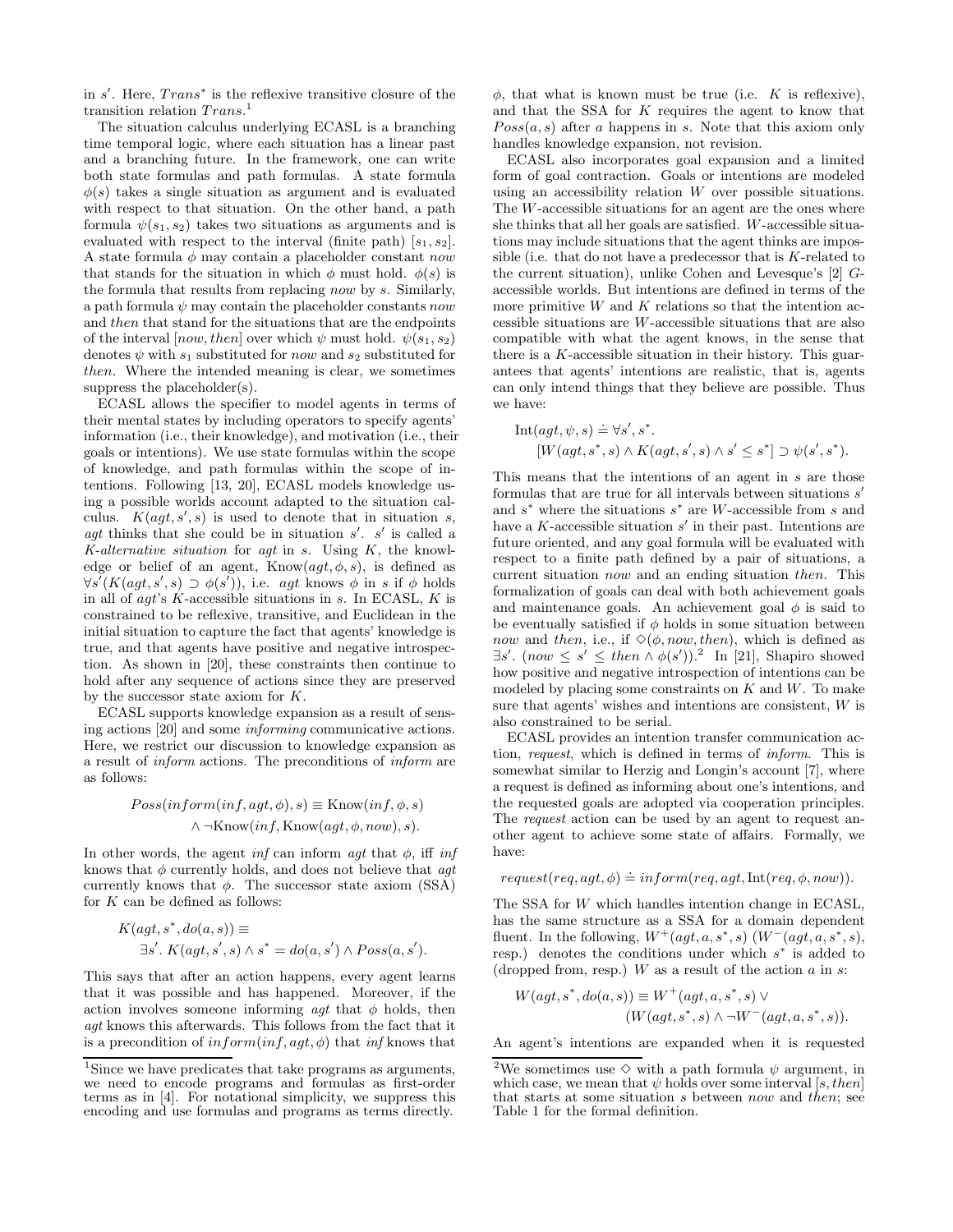in $s'$. Here, $Trans^*$ is the reflexive transitive closure of the transition relation $Trans$.[1]

The situation calculus underlying ECASL is a branching time temporal logic, where each situation has a linear past and a branching future. In the framework, one can write both state formulas and path formulas. A state formula $\phi(s)$ takes a single situation as argument and is evaluated with respect to that situation. On the other hand, a path formula $\psi(s_1, s_2)$ takes two situations as arguments and is evaluated with respect to the interval (finite path) $[s_1, s_2]$. A state formula $\phi$ may contain a placeholder constant *now* that stands for the situation in which $\phi$ must hold. $\phi(s)$ is the formula that results from replacing *now* by $s$. Similarly, a path formula $\psi$ may contain the placeholder constants *now* and *then* that stand for the situations that are the endpoints of the interval $[now, then]$ over which $\psi$ must hold. $\psi(s_1, s_2)$ denotes $\psi$ with $s_1$ substituted for *now* and $s_2$ substituted for *then*. Where the intended meaning is clear, we sometimes suppress the placeholder(s).

ECASL allows the specifier to model agents in terms of their mental states by including operators to specify agents' information (i.e., their knowledge), and motivation (i.e., their goals or intentions). We use state formulas within the scope of knowledge, and path formulas within the scope of intentions. Following [13, 20], ECASL models knowledge using a possible worlds account adapted to the situation calculus. $K(agt, s', s)$ is used to denote that in situation $s$, *agt* thinks that she could be in situation $s'$. $s'$ is called a *K-alternative situation* for *agt* in $s$. Using $K$, the knowledge or belief of an agent, $\text{Know}(agt, \phi, s)$, is defined as $\forall s'(K(agt, s', s) \supset \phi(s'))$, i.e. *agt* knows $\phi$ in $s$ if $\phi$ holds in all of *agt*'s $K$-accessible situations in $s$. In ECASL, $K$ is constrained to be reflexive, transitive, and Euclidean in the initial situation to capture the fact that agents' knowledge is true, and that agents have positive and negative introspection. As shown in [20], these constraints then continue to hold after any sequence of actions since they are preserved by the successor state axiom for $K$.

ECASL supports knowledge expansion as a result of sensing actions [20] and some *informing* communicative actions. Here, we restrict our discussion to knowledge expansion as a result of *inform* actions. The preconditions of *inform* are as follows:

$$Poss(inform(inf, agt, \phi), s) \equiv \text{Know}(inf, \phi, s) \wedge \neg\text{Know}(inf, \text{Know}(agt, \phi, now), s).$$

In other words, the agent *inf* can inform *agt* that $\phi$, iff *inf* knows that $\phi$ currently holds, and does not believe that *agt* currently knows that $\phi$. The successor state axiom (SSA) for $K$ can be defined as follows:

$$K(agt, s^*, do(a, s)) \equiv \exists s'.\, K(agt, s', s) \wedge s^* = do(a, s') \wedge Poss(a, s').$$

This says that after an action happens, every agent learns that it was possible and has happened. Moreover, if the action involves someone informing *agt* that $\phi$ holds, then *agt* knows this afterwards. This follows from the fact that it is a precondition of $inform(inf, agt, \phi)$ that *inf* knows that $\phi$, that what is known must be true (i.e. $K$ is reflexive), and that the SSA for $K$ requires the agent to know that $Poss(a, s)$ after $a$ happens in $s$. Note that this axiom only handles knowledge expansion, not revision.

ECASL also incorporates goal expansion and a limited form of goal contraction. Goals or intentions are modeled using an accessibility relation $W$ over possible situations. The $W$-accessible situations for an agent are the ones where she thinks that all her goals are satisfied. $W$-accessible situations may include situations that the agent thinks are impossible (i.e. that do not have a predecessor that is $K$-related to the current situation), unlike Cohen and Levesque's [2] $G$-accessible worlds. But intentions are defined in terms of the more primitive $W$ and $K$ relations so that the intention accessible situations are $W$-accessible situations that are also compatible with what the agent knows, in the sense that there is a $K$-accessible situation in their history. This guarantees that agents' intentions are realistic, that is, agents can only intend things that they believe are possible. Thus we have:

$$\text{Int}(agt, \psi, s) \doteq \forall s', s^*.\, [W(agt, s^*, s) \wedge K(agt, s', s) \wedge s' \leq s^*] \supset \psi(s', s^*).$$

This means that the intentions of an agent in $s$ are those formulas that are true for all intervals between situations $s'$ and $s^*$ where the situations $s^*$ are $W$-accessible from $s$ and have a $K$-accessible situation $s'$ in their past. Intentions are future oriented, and any goal formula will be evaluated with respect to a finite path defined by a pair of situations, a current situation *now* and an ending situation *then*. This formalization of goals can deal with both achievement goals and maintenance goals. An achievement goal $\phi$ is said to be eventually satisfied if $\phi$ holds in some situation between *now* and *then*, i.e., if $\Diamond(\phi, now, then)$, which is defined as $\exists s'.\, (now \leq s' \leq then \wedge \phi(s'))$.[2] In [21], Shapiro showed how positive and negative introspection of intentions can be modeled by placing some constraints on $K$ and $W$. To make sure that agents' wishes and intentions are consistent, $W$ is also constrained to be serial.

ECASL provides an intention transfer communication action, *request*, which is defined in terms of *inform*. This is somewhat similar to Herzig and Longin's account [7], where a request is defined as informing about one's intentions, and the requested goals are adopted via cooperation principles. The *request* action can be used by an agent to request another agent to achieve some state of affairs. Formally, we have:

$$request(req, agt, \phi) \doteq inform(req, agt, \text{Int}(req, \phi, now)).$$

The SSA for $W$ which handles intention change in ECASL, has the same structure as a SSA for a domain dependent fluent. In the following, $W^+(agt, a, s^*, s)$ ($W^-(agt, a, s^*, s)$, resp.) denotes the conditions under which $s^*$ is added to (dropped from, resp.) $W$ as a result of the action $a$ in $s$:

$$W(agt, s^*, do(a, s)) \equiv W^+(agt, a, s^*, s) \vee (W(agt, s^*, s) \wedge \neg W^-(agt, a, s^*, s)).$$

An agent's intentions are expanded when it is requested

[1] Since we have predicates that take programs as arguments, we need to encode programs and formulas as first-order terms as in [4]. For notational simplicity, we suppress this encoding and use formulas and programs as terms directly.

[2] We sometimes use $\Diamond$ with a path formula $\psi$ argument, in which case, we mean that $\psi$ holds over some interval $[s, then]$ that starts at some situation $s$ between *now* and *then*; see Table 1 for the formal definition.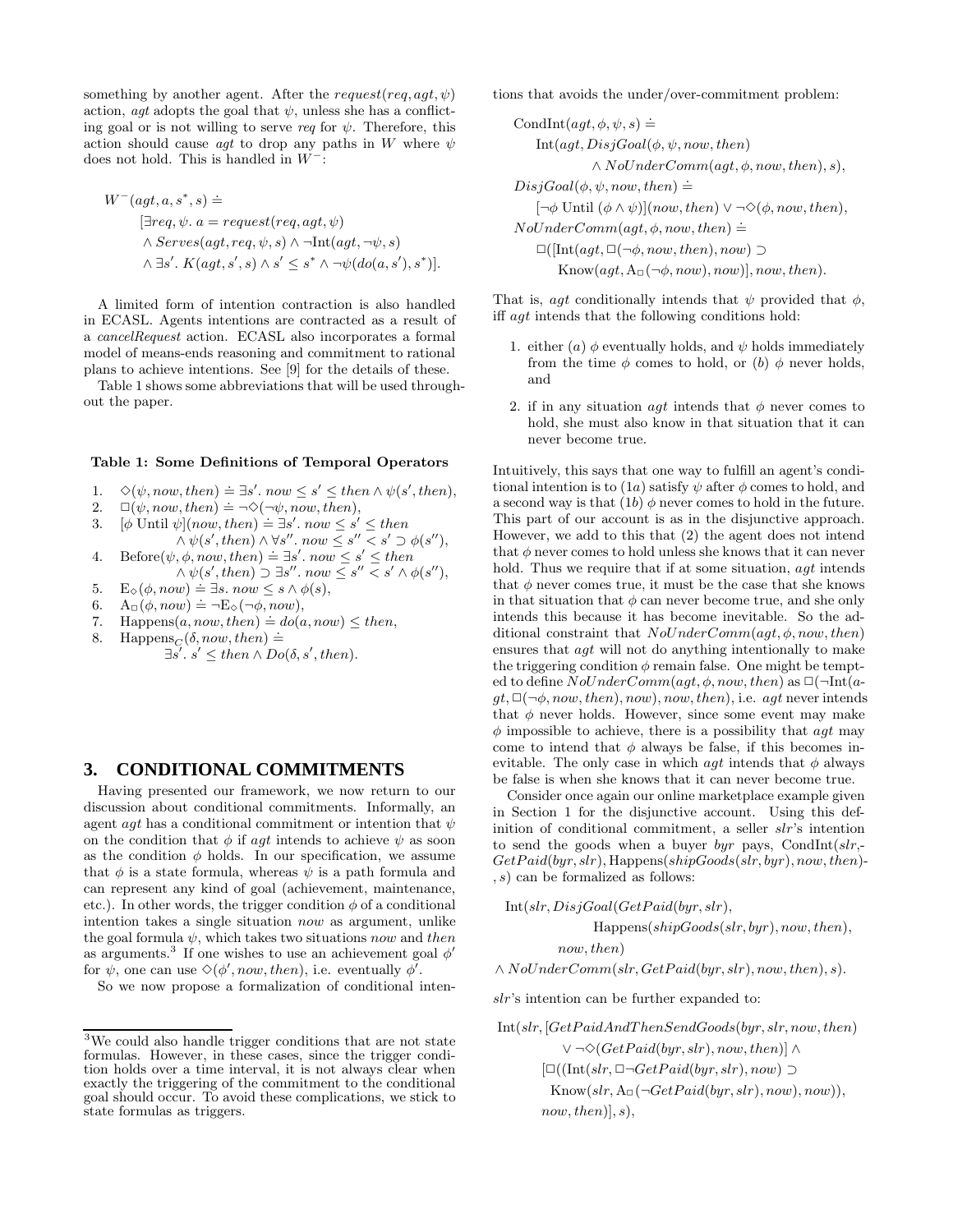something by another agent. After the $request(req, agt, \psi)$ action, $agt$ adopts the goal that $\psi$, unless she has a conflicting goal or is not willing to serve $req$ for $\psi$. Therefore, this action should cause $agt$ to drop any paths in $W$ where $\psi$ does not hold. This is handled in $W^-$:

$$
\begin{aligned}
W^-(agt, a, s^*, s) \doteq\ & \\
& [\exists req, \psi.\ a = request(req, agt, \psi) \\
& \wedge Serves(agt, req, \psi, s) \wedge \neg\text{Int}(agt, \neg\psi, s) \\
& \wedge \exists s'.\ K(agt, s', s) \wedge s' \leq s^* \wedge \neg\psi(do(a, s'), s^*)].
\end{aligned}
$$

A limited form of intention contraction is also handled in ECASL. Agents intentions are contracted as a result of a *cancelRequest* action. ECASL also incorporates a formal model of means-ends reasoning and commitment to rational plans to achieve intentions. See [9] for the details of these.

Table 1 shows some abbreviations that will be used throughout the paper.

**Table 1: Some Definitions of Temporal Operators**

1. $\Diamond(\psi, now, then) \doteq \exists s'.\ now \leq s' \leq then \wedge \psi(s', then)$,
2. $\Box(\psi, now, then) \doteq \neg\Diamond(\neg\psi, now, then)$,
3. $[\phi \text{ Until } \psi](now, then) \doteq \exists s'.\ now \leq s' \leq then \wedge \psi(s', then) \wedge \forall s''.\ now \leq s'' < s' \supset \phi(s'')$,
4. $\text{Before}(\psi, \phi, now, then) \doteq \exists s'.\ now \leq s' \leq then \wedge \psi(s', then) \supset \exists s''.\ now \leq s'' < s' \wedge \phi(s'')$,
5. $\text{E}_\Diamond(\phi, now) \doteq \exists s.\ now \leq s \wedge \phi(s)$,
6. $\text{A}_\Box(\phi, now) \doteq \neg\text{E}_\Diamond(\neg\phi, now)$,
7. $\text{Happens}(a, now, then) \doteq do(a, now) \leq then$,
8. $\text{Happens}_C(\delta, now, then) \doteq \exists s'.\ s' \leq then \wedge Do(\delta, s', then)$.

## 3. CONDITIONAL COMMITMENTS

Having presented our framework, we now return to our discussion about conditional commitments. Informally, an agent $agt$ has a conditional commitment or intention that $\psi$ on the condition that $\phi$ if $agt$ intends to achieve $\psi$ as soon as the condition $\phi$ holds. In our specification, we assume that $\phi$ is a state formula, whereas $\psi$ is a path formula and can represent any kind of goal (achievement, maintenance, etc.). In other words, the trigger condition $\phi$ of a conditional intention takes a single situation $now$ as argument, unlike the goal formula $\psi$, which takes two situations $now$ and $then$ as arguments.[3] If one wishes to use an achievement goal $\phi'$ for $\psi$, one can use $\Diamond(\phi', now, then)$, i.e. eventually $\phi'$.

So we now propose a formalization of conditional intentions that avoids the under/over-commitment problem:

$$
\begin{aligned}
&\text{CondInt}(agt, \phi, \psi, s) \doteq \\
&\quad \text{Int}(agt, DisjGoal(\phi, \psi, now, then) \\
&\qquad \wedge NoUnderComm(agt, \phi, now, then), s), \\
&DisjGoal(\phi, \psi, now, then) \doteq \\
&\quad [\neg\phi \text{ Until } (\phi \wedge \psi)](now, then) \vee \neg\Diamond(\phi, now, then), \\
&NoUnderComm(agt, \phi, now, then) \doteq \\
&\quad \Box([\text{Int}(agt, \Box(\neg\phi, now, then), now) \supset \\
&\qquad \text{Know}(agt, \text{A}_\Box(\neg\phi, now), now)], now, then).
\end{aligned}
$$

That is, $agt$ conditionally intends that $\psi$ provided that $\phi$, iff $agt$ intends that the following conditions hold:

1. either $(a)$ $\phi$ eventually holds, and $\psi$ holds immediately from the time $\phi$ comes to hold, or $(b)$ $\phi$ never holds, and
2. if in any situation $agt$ intends that $\phi$ never comes to hold, she must also know in that situation that it can never become true.

Intuitively, this says that one way to fulfill an agent's conditional intention is to $(1a)$ satisfy $\psi$ after $\phi$ comes to hold, and a second way is that $(1b)$ $\phi$ never comes to hold in the future. This part of our account is as in the disjunctive approach. However, we add to this that (2) the agent does not intend that $\phi$ never comes to hold unless she knows that it can never hold. Thus we require that if at some situation, $agt$ intends that $\phi$ never comes true, it must be the case that she knows in that situation that $\phi$ can never become true, and she only intends this because it has become inevitable. So the additional constraint that $NoUnderComm(agt, \phi, now, then)$ ensures that $agt$ will not do anything intentionally to make the triggering condition $\phi$ remain false. One might be tempted to define $NoUnderComm(agt, \phi, now, then)$ as $\Box(\neg\text{Int}(agt, \Box(\neg\phi, now, then), now), now, then)$, i.e. $agt$ never intends that $\phi$ never holds. However, since some event may make $\phi$ impossible to achieve, there is a possibility that $agt$ may come to intend that $\phi$ always be false, if this becomes inevitable. The only case in which $agt$ intends that $\phi$ always be false is when she knows that it can never become true.

Consider once again our online marketplace example given in Section 1 for the disjunctive account. Using this definition of conditional commitment, a seller $slr$'s intention to send the goods when a buyer $byr$ pays, $\text{CondInt}(slr, GetPaid(byr, slr), \text{Happens}(shipGoods(slr, byr), now, then), s)$ can be formalized as follows:

$$
\begin{aligned}
&\text{Int}(slr, DisjGoal(GetPaid(byr, slr), \\
&\qquad\qquad \text{Happens}(shipGoods(slr, byr), now, then), \\
&\qquad now, then) \\
&\wedge NoUnderComm(slr, GetPaid(byr, slr), now, then), s).
\end{aligned}
$$

$slr$'s intention can be further expanded to:

$$
\begin{aligned}
&\text{Int}(slr, [GetPaidAndThenSendGoods(byr, slr, now, then) \\
&\qquad \vee \neg\Diamond(GetPaid(byr, slr), now, then)] \wedge \\
&\qquad [\Box((\text{Int}(slr, \Box\neg GetPaid(byr, slr), now) \supset \\
&\qquad\quad \text{Know}(slr, \text{A}_\Box(\neg GetPaid(byr, slr), now), now)), \\
&\qquad now, then)], s),
\end{aligned}
$$

[3] We could also handle trigger conditions that are not state formulas. However, in these cases, since the trigger condition holds over a time interval, it is not always clear when exactly the triggering of the commitment to the conditional goal should occur. To avoid these complications, we stick to state formulas as triggers.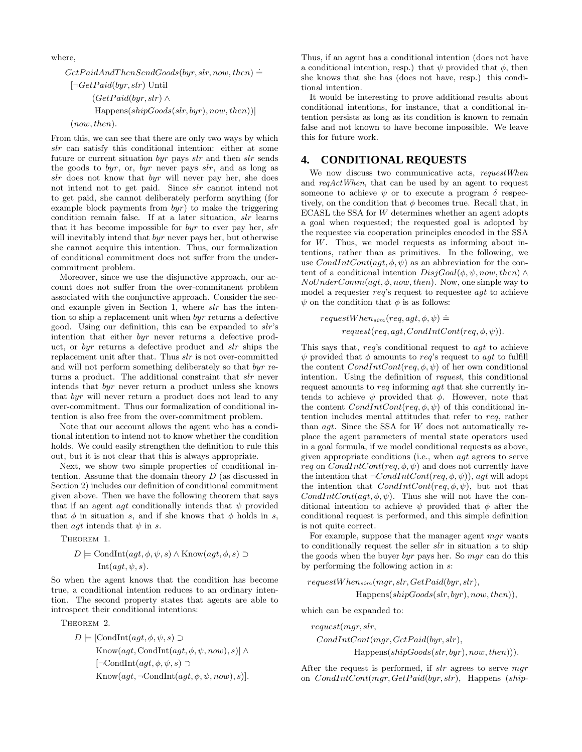where,

$$
\begin{aligned}
&GetPaidAndThenSendGoods(byr, slr, now, then) \doteq \\
&[\neg GetPaid(byr, slr) \text{ Until} \\
&\quad (GetPaid(byr, slr) \wedge \\
&\quad \text{Happens}(shipGoods(slr, byr), now, then))] \\
&(now, then).
\end{aligned}
$$

From this, we can see that there are only two ways by which $slr$ can satisfy this conditional intention: either at some future or current situation $byr$ pays $slr$ and then $slr$ sends the goods to $byr$, or, $byr$ never pays $slr$, and as long as $slr$ does not know that $byr$ will never pay her, she does not intend not to get paid. Since $slr$ cannot intend not to get paid, she cannot deliberately perform anything (for example block payments from $byr$) to make the triggering condition remain false. If at a later situation, $slr$ learns that it has become impossible for $byr$ to ever pay her, $slr$ will inevitably intend that $byr$ never pays her, but otherwise she cannot acquire this intention. Thus, our formalization of conditional commitment does not suffer from the under-commitment problem.

Moreover, since we use the disjunctive approach, our account does not suffer from the over-commitment problem associated with the conjunctive approach. Consider the second example given in Section 1, where $slr$ has the intention to ship a replacement unit when $byr$ returns a defective good. Using our definition, this can be expanded to $slr$'s intention that either $byr$ never returns a defective product, or $byr$ returns a defective product and $slr$ ships the replacement unit after that. Thus $slr$ is not over-committed and will not perform something deliberately so that $byr$ returns a product. The additional constraint that $slr$ never intends that $byr$ never return a product unless she knows that $byr$ will never return a product does not lead to any over-commitment. Thus our formalization of conditional intention is also free from the over-commitment problem.

Note that our account allows the agent who has a conditional intention to intend not to know whether the condition holds. We could easily strengthen the definition to rule this out, but it is not clear that this is always appropriate.

Next, we show two simple properties of conditional intention. Assume that the domain theory $D$ (as discussed in Section 2) includes our definition of conditional commitment given above. Then we have the following theorem that says that if an agent $agt$ conditionally intends that $\psi$ provided that $\phi$ in situation $s$, and if she knows that $\phi$ holds in $s$, then $agt$ intends that $\psi$ in $s$.

THEOREM 1.

$$
\begin{aligned}
D \models\ &\text{CondInt}(agt, \phi, \psi, s) \wedge \text{Know}(agt, \phi, s) \supset \\
&\text{Int}(agt, \psi, s).
\end{aligned}
$$

So when the agent knows that the condition has become true, a conditional intention reduces to an ordinary intention. The second property states that agents are able to introspect their conditional intentions:

THEOREM 2.

$$
\begin{aligned}
D \models\ &[\text{CondInt}(agt, \phi, \psi, s) \supset \\
&\text{Know}(agt, \text{CondInt}(agt, \phi, \psi, now), s)] \wedge \\
&[\neg\text{CondInt}(agt, \phi, \psi, s) \supset \\
&\text{Know}(agt, \neg\text{CondInt}(agt, \phi, \psi, now), s)].
\end{aligned}
$$

Thus, if an agent has a conditional intention (does not have a conditional intention, resp.) that $\psi$ provided that $\phi$, then she knows that she has (does not have, resp.) this conditional intention.

It would be interesting to prove additional results about conditional intentions, for instance, that a conditional intention persists as long as its condition is known to remain false and not known to have become impossible. We leave this for future work.

## 4. CONDITIONAL REQUESTS

We now discuss two communicative acts, *requestWhen* and *reqActWhen*, that can be used by an agent to request someone to achieve $\psi$ or to execute a program $\delta$ respectively, on the condition that $\phi$ becomes true. Recall that, in ECASL the SSA for $W$ determines whether an agent adopts a goal when requested; the requested goal is adopted by the requestee via cooperation principles encoded in the SSA for $W$. Thus, we model requests as informing about intentions, rather than as primitives. In the following, we use $CondIntCont(agt, \phi, \psi)$ as an abbreviation for the content of a conditional intention $DisjGoal(\phi, \psi, now, then) \wedge NoUnderComm(agt, \phi, now, then)$. Now, one simple way to model a requester $req$'s request to requestee $agt$ to achieve $\psi$ on the condition that $\phi$ is as follows:

$$
\begin{aligned}
&requestWhen_{sim}(req, agt, \phi, \psi) \doteq \\
&\quad request(req, agt, CondIntCont(req, \phi, \psi)).
\end{aligned}
$$

This says that, $req$'s conditional request to $agt$ to achieve $\psi$ provided that $\phi$ amounts to $req$'s request to $agt$ to fulfill the content $CondIntCont(req, \phi, \psi)$ of her own conditional intention. Using the definition of *request*, this conditional request amounts to $req$ informing $agt$ that she currently intends to achieve $\psi$ provided that $\phi$. However, note that the content $CondIntCont(req, \phi, \psi)$ of this conditional intention includes mental attitudes that refer to $req$, rather than $agt$. Since the SSA for $W$ does not automatically replace the agent parameters of mental state operators used in a goal formula, if we model conditional requests as above, given appropriate conditions (i.e., when $agt$ agrees to serve $req$ on $CondIntCont(req, \phi, \psi)$ and does not currently have the intention that $\neg CondIntCont(req, \phi, \psi)$), $agt$ will adopt the intention that $CondIntCont(req, \phi, \psi)$, but not that $CondIntCont(agt, \phi, \psi)$. Thus she will not have the conditional intention to achieve $\psi$ provided that $\phi$ after the conditional request is performed, and this simple definition is not quite correct.

For example, suppose that the manager agent $mgr$ wants to conditionally request the seller $slr$ in situation $s$ to ship the goods when the buyer $byr$ pays her. So $mgr$ can do this by performing the following action in $s$:

$$
\begin{aligned}
&requestWhen_{sim}(mgr, slr, GetPaid(byr, slr), \\
&\quad \text{Happens}(shipGoods(slr, byr), now, then)),
\end{aligned}
$$

which can be expanded to:

$$
\begin{aligned}
&request(mgr, slr, \\
&\quad CondIntCont(mgr, GetPaid(byr, slr), \\
&\quad\quad \text{Happens}(shipGoods(slr, byr), now, then))).
\end{aligned}
$$

After the request is performed, if $slr$ agrees to serve $mgr$ on $CondIntCont(mgr, GetPaid(byr, slr),$ Happens $(ship$-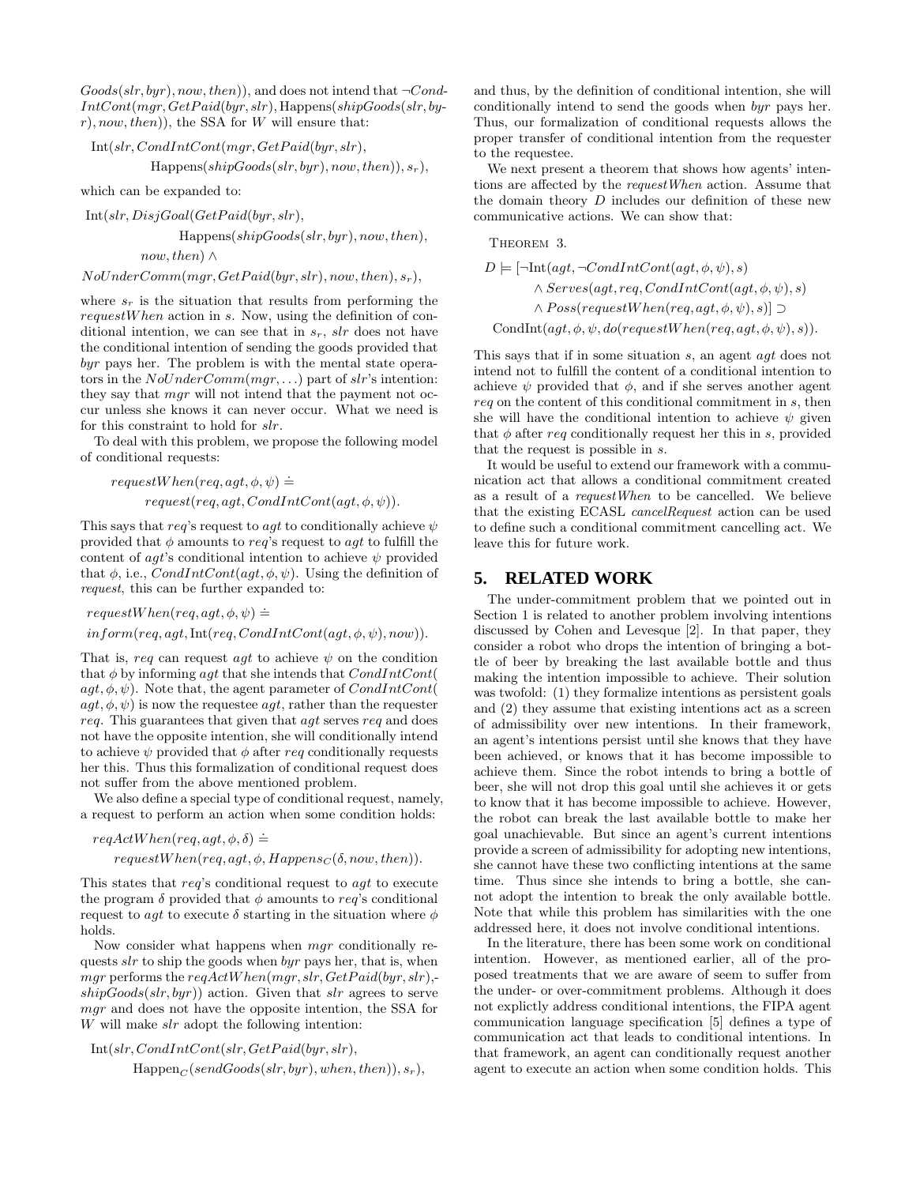$Goods(slr, byr), now, then)$), and does not intend that $\neg CondIntCont(mgr, GetPaid(byr, slr), \text{Happens}(shipGoods(slr, byr), now, then))$, the SSA for $W$ will ensure that:

$$\text{Int}(slr, CondIntCont(mgr, GetPaid(byr, slr), \text{Happens}(shipGoods(slr, byr), now, then)), s_r),$$

which can be expanded to:

$$\text{Int}(slr, DisjGoal(GetPaid(byr, slr), \text{Happens}(shipGoods(slr, byr), now, then), now, then) \wedge NoUnderComm(mgr, GetPaid(byr, slr), now, then), s_r),$$

where $s_r$ is the situation that results from performing the *requestWhen* action in $s$. Now, using the definition of conditional intention, we can see that in $s_r$, $slr$ does not have the conditional intention of sending the goods provided that $byr$ pays her. The problem is with the mental state operators in the $NoUnderComm(mgr, \ldots)$ part of $slr$'s intention: they say that $mgr$ will not intend that the payment not occur unless she knows it can never occur. What we need is for this constraint to hold for $slr$.

To deal with this problem, we propose the following model of conditional requests:

$$requestWhen(req, agt, \phi, \psi) \doteq request(req, agt, CondIntCont(agt, \phi, \psi)).$$

This says that $req$'s request to $agt$ to conditionally achieve $\psi$ provided that $\phi$ amounts to $req$'s request to $agt$ to fulfill the content of $agt$'s conditional intention to achieve $\psi$ provided that $\phi$, i.e., $CondIntCont(agt, \phi, \psi)$. Using the definition of *request*, this can be further expanded to:

$$requestWhen(req, agt, \phi, \psi) \doteq inform(req, agt, \text{Int}(req, CondIntCont(agt, \phi, \psi), now)).$$

That is, $req$ can request $agt$ to achieve $\psi$ on the condition that $\phi$ by informing $agt$ that she intends that $CondIntCont(agt, \phi, \psi)$. Note that, the agent parameter of $CondIntCont(agt, \phi, \psi)$ is now the requestee $agt$, rather than the requester $req$. This guarantees that given that $agt$ serves $req$ and does not have the opposite intention, she will conditionally intend to achieve $\psi$ provided that $\phi$ after $req$ conditionally requests her this. Thus this formalization of conditional request does not suffer from the above mentioned problem.

We also define a special type of conditional request, namely, a request to perform an action when some condition holds:

$$reqActWhen(req, agt, \phi, \delta) \doteq requestWhen(req, agt, \phi, Happens_C(\delta, now, then)).$$

This states that $req$'s conditional request to $agt$ to execute the program $\delta$ provided that $\phi$ amounts to $req$'s conditional request to $agt$ to execute $\delta$ starting in the situation where $\phi$ holds.

Now consider what happens when $mgr$ conditionally requests $slr$ to ship the goods when $byr$ pays her, that is, when $mgr$ performs the $reqActWhen(mgr, slr, GetPaid(byr, slr), shipGoods(slr, byr))$ action. Given that $slr$ agrees to serve $mgr$ and does not have the opposite intention, the SSA for $W$ will make $slr$ adopt the following intention:

$$\text{Int}(slr, CondIntCont(slr, GetPaid(byr, slr), \text{Happen}_C(sendGoods(slr, byr), when, then)), s_r),$$

and thus, by the definition of conditional intention, she will conditionally intend to send the goods when $byr$ pays her. Thus, our formalization of conditional requests allows the proper transfer of conditional intention from the requester to the requestee.

We next present a theorem that shows how agents' intentions are affected by the *requestWhen* action. Assume that the domain theory $D$ includes our definition of these new communicative actions. We can show that:

Theorem 3.

$$\begin{aligned} D \models [&\neg\text{Int}(agt, \neg CondIntCont(agt, \phi, \psi), s) \\ &\wedge Serves(agt, req, CondIntCont(agt, \phi, \psi), s) \\ &\wedge Poss(requestWhen(req, agt, \phi, \psi), s)] \supset \\ &\text{CondInt}(agt, \phi, \psi, do(requestWhen(req, agt, \phi, \psi), s)). \end{aligned}$$

This says that if in some situation $s$, an agent $agt$ does not intend not to fulfill the content of a conditional intention to achieve $\psi$ provided that $\phi$, and if she serves another agent $req$ on the content of this conditional commitment in $s$, then she will have the conditional intention to achieve $\psi$ given that $\phi$ after $req$ conditionally request her this in $s$, provided that the request is possible in $s$.

It would be useful to extend our framework with a communication act that allows a conditional commitment created as a result of a *requestWhen* to be cancelled. We believe that the existing ECASL *cancelRequest* action can be used to define such a conditional commitment cancelling act. We leave this for future work.

## 5. RELATED WORK

The under-commitment problem that we pointed out in Section 1 is related to another problem involving intentions discussed by Cohen and Levesque [2]. In that paper, they consider a robot who drops the intention of bringing a bottle of beer by breaking the last available bottle and thus making the intention impossible to achieve. Their solution was twofold: (1) they formalize intentions as persistent goals and (2) they assume that existing intentions act as a screen of admissibility over new intentions. In their framework, an agent's intentions persist until she knows that they have been achieved, or knows that it has become impossible to achieve them. Since the robot intends to bring a bottle of beer, she will not drop this goal until she achieves it or gets to know that it has become impossible to achieve. However, the robot can break the last available bottle to make her goal unachievable. But since an agent's current intentions provide a screen of admissibility for adopting new intentions, she cannot have these two conflicting intentions at the same time. Thus since she intends to bring a bottle, she cannot adopt the intention to break the only available bottle. Note that while this problem has similarities with the one addressed here, it does not involve conditional intentions.

In the literature, there has been some work on conditional intention. However, as mentioned earlier, all of the proposed treatments that we are aware of seem to suffer from the under- or over-commitment problems. Although it does not explictly address conditional intentions, the FIPA agent communication language specification [5] defines a type of communication act that leads to conditional intentions. In that framework, an agent can conditionally request another agent to execute an action when some condition holds. This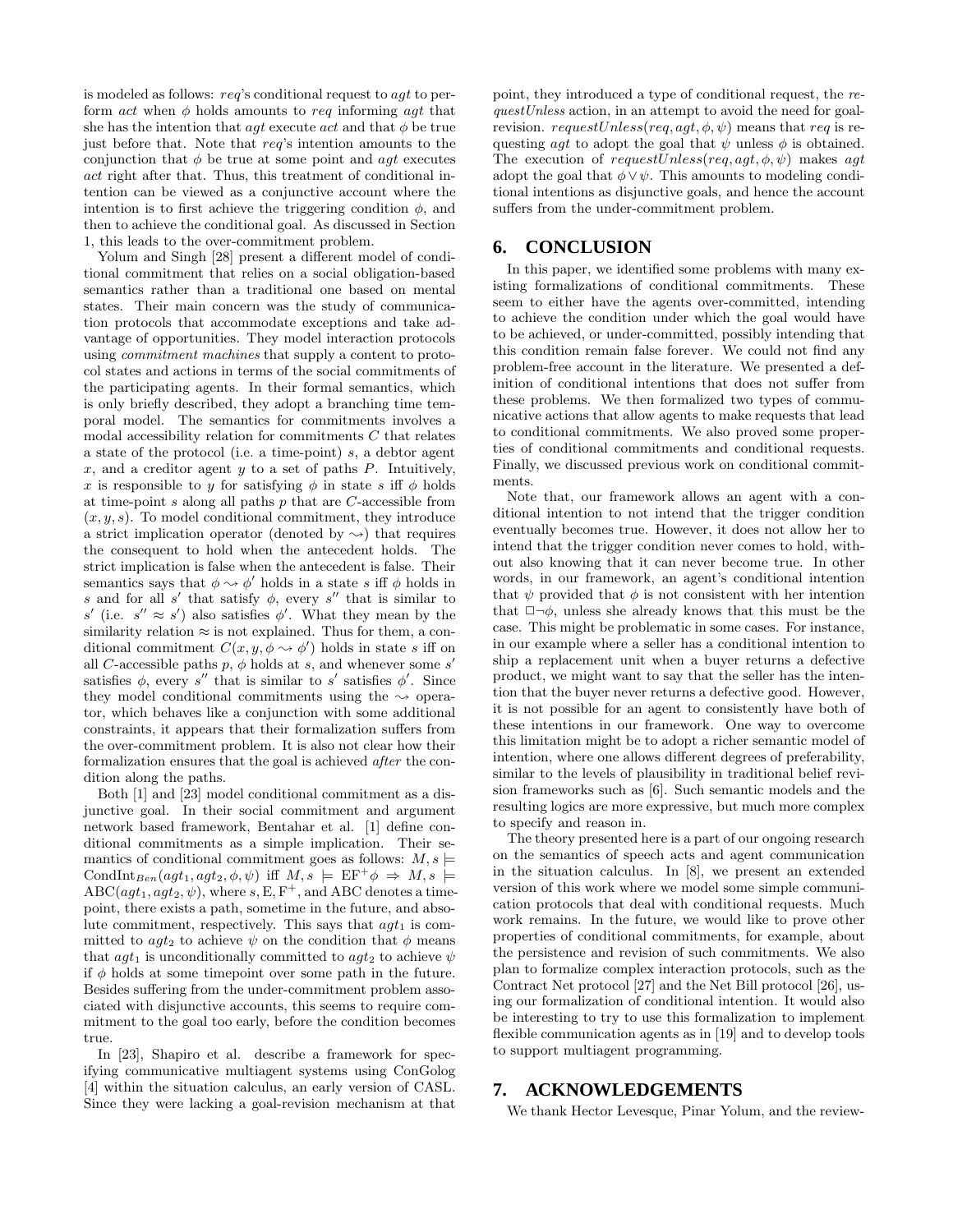is modeled as follows: $req$'s conditional request to $agt$ to perform $act$ when $\phi$ holds amounts to $req$ informing $agt$ that she has the intention that $agt$ execute $act$ and that $\phi$ be true just before that. Note that $req$'s intention amounts to the conjunction that $\phi$ be true at some point and $agt$ executes $act$ right after that. Thus, this treatment of conditional intention can be viewed as a conjunctive account where the intention is to first achieve the triggering condition $\phi$, and then to achieve the conditional goal. As discussed in Section 1, this leads to the over-commitment problem.

Yolum and Singh [28] present a different model of conditional commitment that relies on a social obligation-based semantics rather than a traditional one based on mental states. Their main concern was the study of communication protocols that accommodate exceptions and take advantage of opportunities. They model interaction protocols using *commitment machines* that supply a content to protocol states and actions in terms of the social commitments of the participating agents. In their formal semantics, which is only briefly described, they adopt a branching time temporal model. The semantics for commitments involves a modal accessibility relation for commitments $C$ that relates a state of the protocol (i.e. a time-point) $s$, a debtor agent $x$, and a creditor agent $y$ to a set of paths $P$. Intuitively, $x$ is responsible to $y$ for satisfying $\phi$ in state $s$ iff $\phi$ holds at time-point $s$ along all paths $p$ that are $C$-accessible from $(x, y, s)$. To model conditional commitment, they introduce a strict implication operator (denoted by $\rightsquigarrow$) that requires the consequent to hold when the antecedent holds. The strict implication is false when the antecedent is false. Their semantics says that $\phi \rightsquigarrow \phi'$ holds in a state $s$ iff $\phi$ holds in $s$ and for all $s'$ that satisfy $\phi$, every $s''$ that is similar to $s'$ (i.e. $s'' \approx s'$) also satisfies $\phi'$. What they mean by the similarity relation $\approx$ is not explained. Thus for them, a conditional commitment $C(x, y, \phi \rightsquigarrow \phi')$ holds in state $s$ iff on all $C$-accessible paths $p$, $\phi$ holds at $s$, and whenever some $s'$ satisfies $\phi$, every $s''$ that is similar to $s'$ satisfies $\phi'$. Since they model conditional commitments using the $\rightsquigarrow$ operator, which behaves like a conjunction with some additional constraints, it appears that their formalization suffers from the over-commitment problem. It is also not clear how their formalization ensures that the goal is achieved *after* the condition along the paths.

Both [1] and [23] model conditional commitment as a disjunctive goal. In their social commitment and argument network based framework, Bentahar et al. [1] define conditional commitments as a simple implication. Their semantics of conditional commitment goes as follows: $M, s \models \text{CondInt}_{Ben}(agt_1, agt_2, \phi, \psi)$ iff $M, s \models \text{EF}^{+}\phi \Rightarrow M, s \models \text{ABC}(agt_1, agt_2, \psi)$, where $s$, E, $\text{F}^{+}$, and ABC denotes a timepoint, there exists a path, sometime in the future, and absolute commitment, respectively. This says that $agt_1$ is committed to $agt_2$ to achieve $\psi$ on the condition that $\phi$ means that $agt_1$ is unconditionally committed to $agt_2$ to achieve $\psi$ if $\phi$ holds at some timepoint over some path in the future. Besides suffering from the under-commitment problem associated with disjunctive accounts, this seems to require commitment to the goal too early, before the condition becomes true.

In [23], Shapiro et al. describe a framework for specifying communicative multiagent systems using ConGolog [4] within the situation calculus, an early version of CASL. Since they were lacking a goal-revision mechanism at that point, they introduced a type of conditional request, the *requestUnless* action, in an attempt to avoid the need for goal-revision. $requestUnless(req, agt, \phi, \psi)$ means that $req$ is requesting $agt$ to adopt the goal that $\psi$ unless $\phi$ is obtained. The execution of $requestUnless(req, agt, \phi, \psi)$ makes $agt$ adopt the goal that $\phi \vee \psi$. This amounts to modeling conditional intentions as disjunctive goals, and hence the account suffers from the under-commitment problem.

## 6. CONCLUSION

In this paper, we identified some problems with many existing formalizations of conditional commitments. These seem to either have the agents over-committed, intending to achieve the condition under which the goal would have to be achieved, or under-committed, possibly intending that this condition remain false forever. We could not find any problem-free account in the literature. We presented a definition of conditional intentions that does not suffer from these problems. We then formalized two types of communicative actions that allow agents to make requests that lead to conditional commitments. We also proved some properties of conditional commitments and conditional requests. Finally, we discussed previous work on conditional commitments.

Note that, our framework allows an agent with a conditional intention to not intend that the trigger condition eventually becomes true. However, it does not allow her to intend that the trigger condition never comes to hold, without also knowing that it can never become true. In other words, in our framework, an agent's conditional intention that $\psi$ provided that $\phi$ is not consistent with her intention that $\Box\neg\phi$, unless she already knows that this must be the case. This might be problematic in some cases. For instance, in our example where a seller has a conditional intention to ship a replacement unit when a buyer returns a defective product, we might want to say that the seller has the intention that the buyer never returns a defective good. However, it is not possible for an agent to consistently have both of these intentions in our framework. One way to overcome this limitation might be to adopt a richer semantic model of intention, where one allows different degrees of preferability, similar to the levels of plausibility in traditional belief revision frameworks such as [6]. Such semantic models and the resulting logics are more expressive, but much more complex to specify and reason in.

The theory presented here is a part of our ongoing research on the semantics of speech acts and agent communication in the situation calculus. In [8], we present an extended version of this work where we model some simple communication protocols that deal with conditional requests. Much work remains. In the future, we would like to prove other properties of conditional commitments, for example, about the persistence and revision of such commitments. We also plan to formalize complex interaction protocols, such as the Contract Net protocol [27] and the Net Bill protocol [26], using our formalization of conditional intention. It would also be interesting to try to use this formalization to implement flexible communication agents as in [19] and to develop tools to support multiagent programming.

## 7. ACKNOWLEDGEMENTS

We thank Hector Levesque, Pinar Yolum, and the review-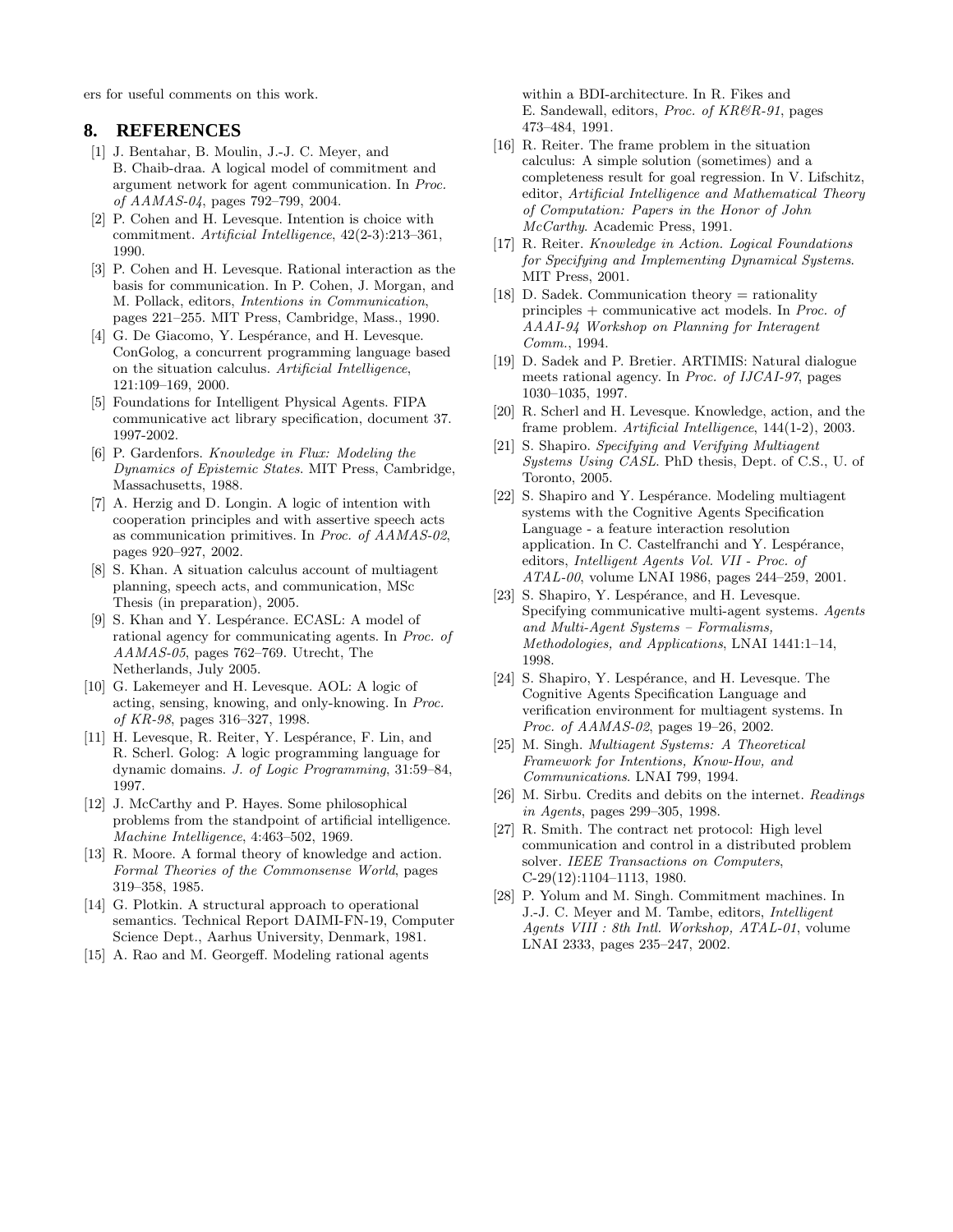ers for useful comments on this work.

## 8. REFERENCES

[1] J. Bentahar, B. Moulin, J.-J. C. Meyer, and B. Chaib-draa. A logical model of commitment and argument network for agent communication. In *Proc. of AAMAS-04*, pages 792–799, 2004.

[2] P. Cohen and H. Levesque. Intention is choice with commitment. *Artificial Intelligence*, 42(2-3):213–361, 1990.

[3] P. Cohen and H. Levesque. Rational interaction as the basis for communication. In P. Cohen, J. Morgan, and M. Pollack, editors, *Intentions in Communication*, pages 221–255. MIT Press, Cambridge, Mass., 1990.

[4] G. De Giacomo, Y. Lespérance, and H. Levesque. ConGolog, a concurrent programming language based on the situation calculus. *Artificial Intelligence*, 121:109–169, 2000.

[5] Foundations for Intelligent Physical Agents. FIPA communicative act library specification, document 37. 1997-2002.

[6] P. Gardenfors. *Knowledge in Flux: Modeling the Dynamics of Epistemic States*. MIT Press, Cambridge, Massachusetts, 1988.

[7] A. Herzig and D. Longin. A logic of intention with cooperation principles and with assertive speech acts as communication primitives. In *Proc. of AAMAS-02*, pages 920–927, 2002.

[8] S. Khan. A situation calculus account of multiagent planning, speech acts, and communication, MSc Thesis (in preparation), 2005.

[9] S. Khan and Y. Lespérance. ECASL: A model of rational agency for communicating agents. In *Proc. of AAMAS-05*, pages 762–769. Utrecht, The Netherlands, July 2005.

[10] G. Lakemeyer and H. Levesque. AOL: A logic of acting, sensing, knowing, and only-knowing. In *Proc. of KR-98*, pages 316–327, 1998.

[11] H. Levesque, R. Reiter, Y. Lespérance, F. Lin, and R. Scherl. Golog: A logic programming language for dynamic domains. *J. of Logic Programming*, 31:59–84, 1997.

[12] J. McCarthy and P. Hayes. Some philosophical problems from the standpoint of artificial intelligence. *Machine Intelligence*, 4:463–502, 1969.

[13] R. Moore. A formal theory of knowledge and action. *Formal Theories of the Commonsense World*, pages 319–358, 1985.

[14] G. Plotkin. A structural approach to operational semantics. Technical Report DAIMI-FN-19, Computer Science Dept., Aarhus University, Denmark, 1981.

[15] A. Rao and M. Georgeff. Modeling rational agents within a BDI-architecture. In R. Fikes and E. Sandewall, editors, *Proc. of KR&R-91*, pages 473–484, 1991.

[16] R. Reiter. The frame problem in the situation calculus: A simple solution (sometimes) and a completeness result for goal regression. In V. Lifschitz, editor, *Artificial Intelligence and Mathematical Theory of Computation: Papers in the Honor of John McCarthy*. Academic Press, 1991.

[17] R. Reiter. *Knowledge in Action. Logical Foundations for Specifying and Implementing Dynamical Systems*. MIT Press, 2001.

[18] D. Sadek. Communication theory = rationality principles + communicative act models. In *Proc. of AAAI-94 Workshop on Planning for Interagent Comm.*, 1994.

[19] D. Sadek and P. Bretier. ARTIMIS: Natural dialogue meets rational agency. In *Proc. of IJCAI-97*, pages 1030–1035, 1997.

[20] R. Scherl and H. Levesque. Knowledge, action, and the frame problem. *Artificial Intelligence*, 144(1-2), 2003.

[21] S. Shapiro. *Specifying and Verifying Multiagent Systems Using CASL*. PhD thesis, Dept. of C.S., U. of Toronto, 2005.

[22] S. Shapiro and Y. Lespérance. Modeling multiagent systems with the Cognitive Agents Specification Language - a feature interaction resolution application. In C. Castelfranchi and Y. Lespérance, editors, *Intelligent Agents Vol. VII - Proc. of ATAL-00*, volume LNAI 1986, pages 244–259, 2001.

[23] S. Shapiro, Y. Lespérance, and H. Levesque. Specifying communicative multi-agent systems. *Agents and Multi-Agent Systems – Formalisms, Methodologies, and Applications*, LNAI 1441:1–14, 1998.

[24] S. Shapiro, Y. Lespérance, and H. Levesque. The Cognitive Agents Specification Language and verification environment for multiagent systems. In *Proc. of AAMAS-02*, pages 19–26, 2002.

[25] M. Singh. *Multiagent Systems: A Theoretical Framework for Intentions, Know-How, and Communications*. LNAI 799, 1994.

[26] M. Sirbu. Credits and debits on the internet. *Readings in Agents*, pages 299–305, 1998.

[27] R. Smith. The contract net protocol: High level communication and control in a distributed problem solver. *IEEE Transactions on Computers*, C-29(12):1104–1113, 1980.

[28] P. Yolum and M. Singh. Commitment machines. In J.-J. C. Meyer and M. Tambe, editors, *Intelligent Agents VIII : 8th Intl. Workshop, ATAL-01*, volume LNAI 2333, pages 235–247, 2002.